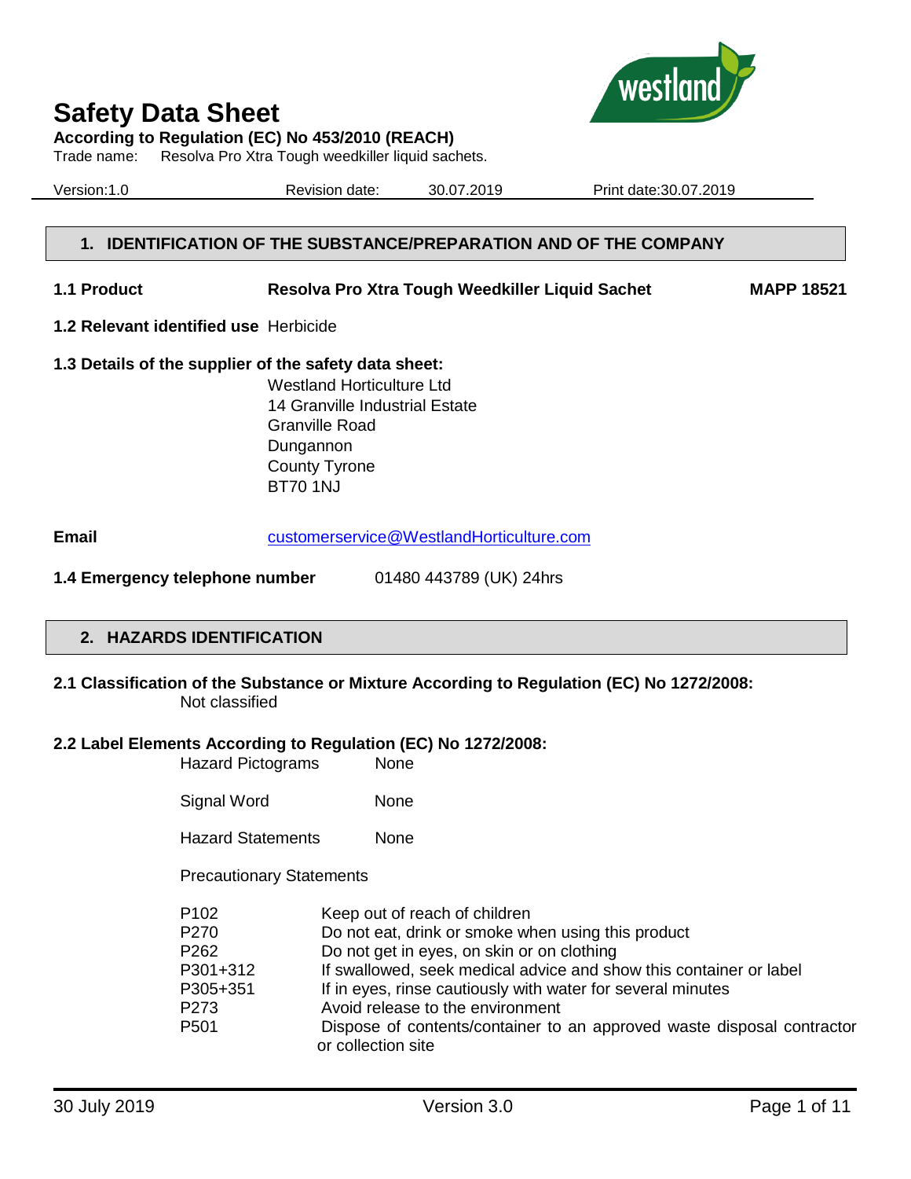# Safety Data Sheet

**According to Regulation (EC) No 453/2010 (REACH)**

Trade name: Resolva Pro Xtra Tough weedkiller liquid sachets.

Version:1.0 | Revision date: 30.07.2019 | Print date:30.07.2019

## 1. IDENTIFICATION OF THE SUBSTANCE/PREPARATION AND OF THE COMPANY

**1.1 Product** **Resolva Pro Xtra Tough Weedkiller Liquid Sachet** **MAPP 18521**

**1.2 Relevant identified use** Herbicide

**1.3 Details of the supplier of the safety data sheet:**

Westland Horticulture Ltd
14 Granville Industrial Estate
Granville Road
Dungannon
County Tyrone
BT70 1NJ

**Email** customerservice@WestlandHorticulture.com

**1.4 Emergency telephone number** 01480 443789 (UK) 24hrs

## 2. HAZARDS IDENTIFICATION

**2.1 Classification of the Substance or Mixture According to Regulation (EC) No 1272/2008:**

Not classified

**2.2 Label Elements According to Regulation (EC) No 1272/2008:**

Hazard Pictograms None

Signal Word None

Hazard Statements None

Precautionary Statements

| | |
|---|---|
| P102 | Keep out of reach of children |
| P270 | Do not eat, drink or smoke when using this product |
| P262 | Do not get in eyes, on skin or on clothing |
| P301+312 | If swallowed, seek medical advice and show this container or label |
| P305+351 | If in eyes, rinse cautiously with water for several minutes |
| P273 | Avoid release to the environment |
| P501 | Dispose of contents/container to an approved waste disposal contractor or collection site |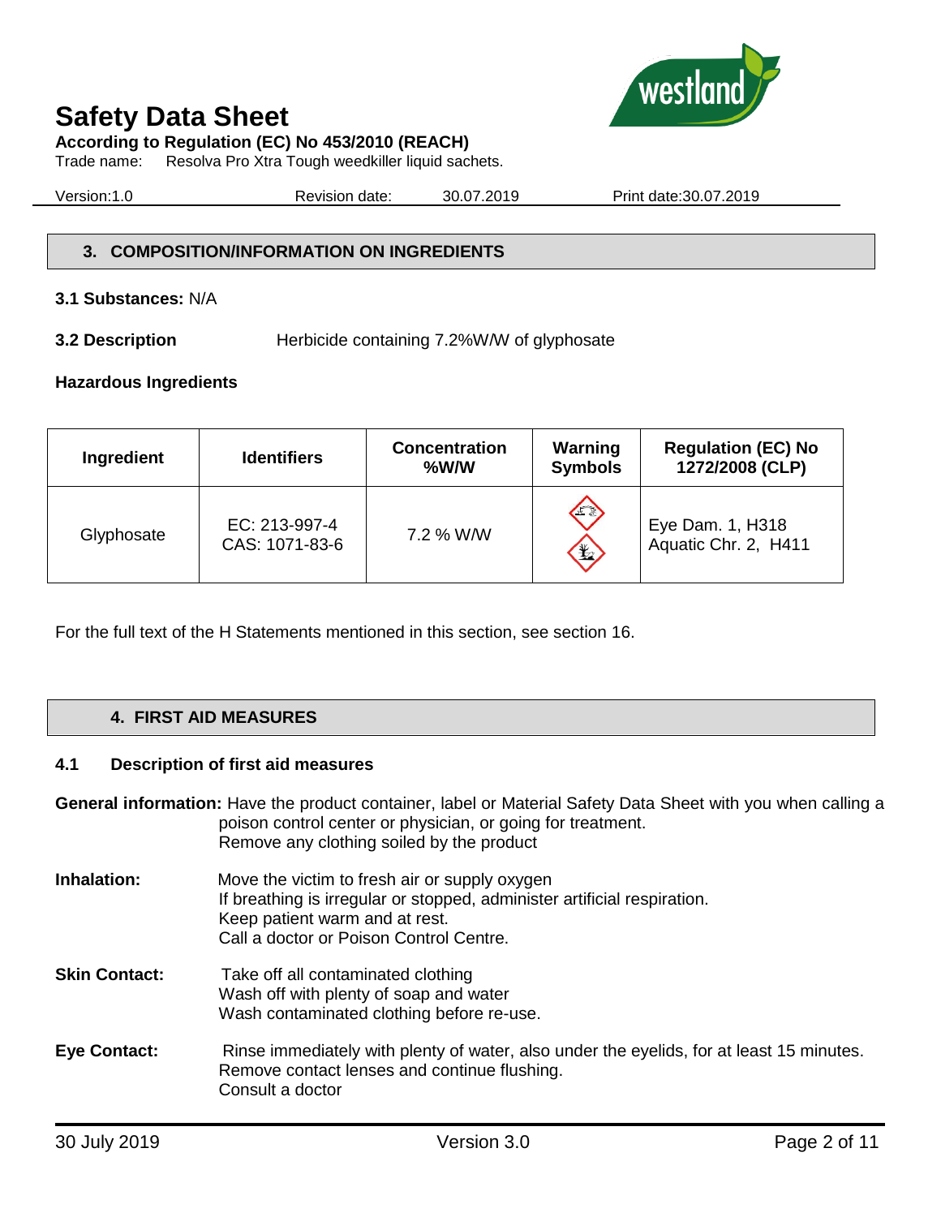## 3. COMPOSITION/INFORMATION ON INGREDIENTS

**3.1 Substances:** N/A

**3.2 Description** Herbicide containing 7.2%W/W of glyphosate

**Hazardous Ingredients**

| Ingredient | Identifiers | Concentration %W/W | Warning Symbols | Regulation (EC) No 1272/2008 (CLP) |
|---|---|---|---|---|
| Glyphosate | EC: 213-997-4<br>CAS: 1071-83-6 | 7.2 % W/W | | Eye Dam. 1, H318<br>Aquatic Chr. 2, H411 |

For the full text of the H Statements mentioned in this section, see section 16.

## 4. FIRST AID MEASURES

### 4.1 Description of first aid measures

**General information:** Have the product container, label or Material Safety Data Sheet with you when calling a poison control center or physician, or going for treatment.
Remove any clothing soiled by the product

**Inhalation:** Move the victim to fresh air or supply oxygen
If breathing is irregular or stopped, administer artificial respiration.
Keep patient warm and at rest.
Call a doctor or Poison Control Centre.

**Skin Contact:** Take off all contaminated clothing
Wash off with plenty of soap and water
Wash contaminated clothing before re-use.

**Eye Contact:** Rinse immediately with plenty of water, also under the eyelids, for at least 15 minutes.
Remove contact lenses and continue flushing.
Consult a doctor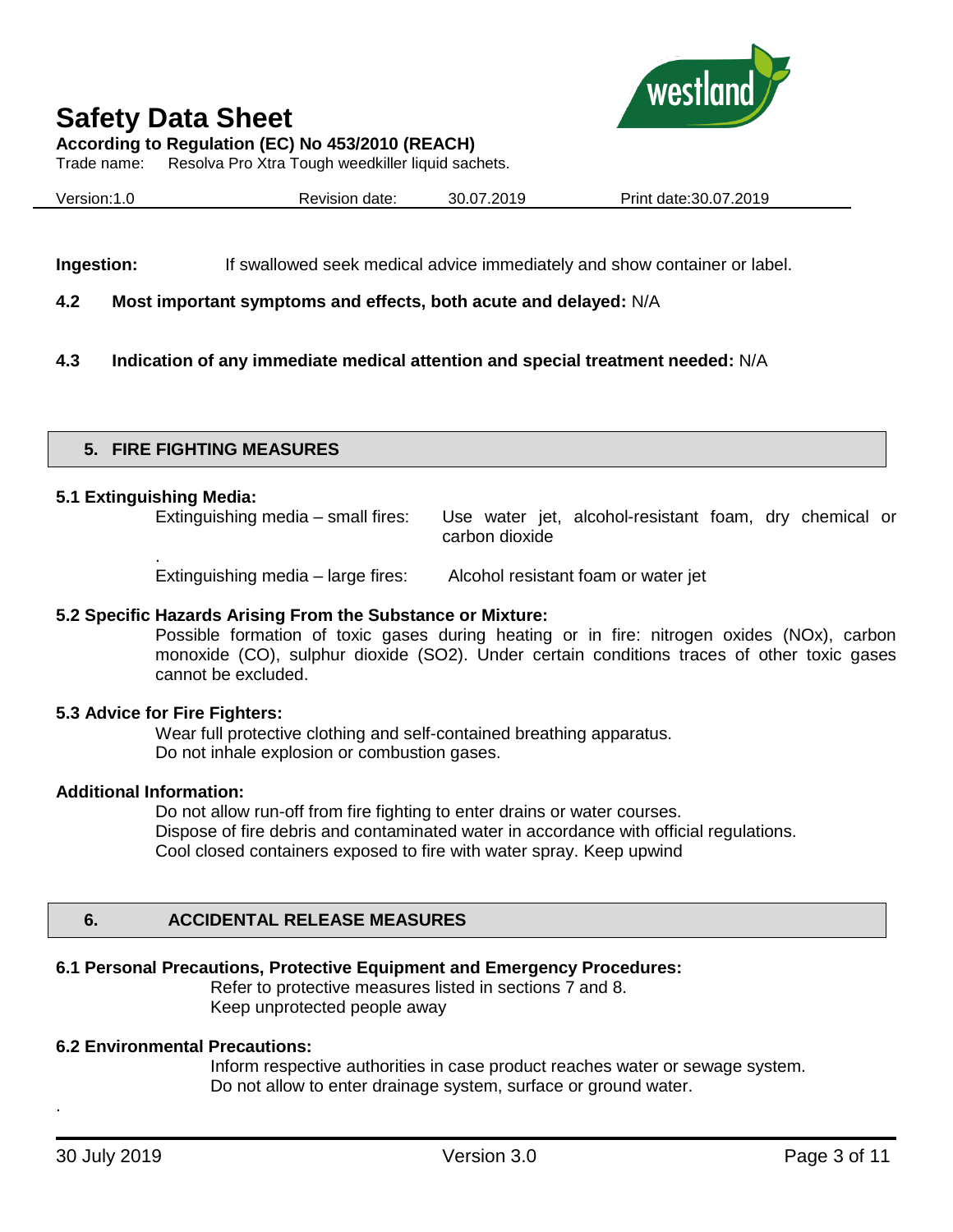**Ingestion:** If swallowed seek medical advice immediately and show container or label.

**4.2 Most important symptoms and effects, both acute and delayed:** N/A

**4.3 Indication of any immediate medical attention and special treatment needed:** N/A

## 5. FIRE FIGHTING MEASURES

**5.1 Extinguishing Media:**

Extinguishing media – small fires: Use water jet, alcohol-resistant foam, dry chemical or carbon dioxide

.

Extinguishing media – large fires: Alcohol resistant foam or water jet

**5.2 Specific Hazards Arising From the Substance or Mixture:**

Possible formation of toxic gases during heating or in fire: nitrogen oxides ($NO_x$), carbon monoxide (CO), sulphur dioxide ($SO_2$). Under certain conditions traces of other toxic gases cannot be excluded.

**5.3 Advice for Fire Fighters:**

Wear full protective clothing and self-contained breathing apparatus.
Do not inhale explosion or combustion gases.

**Additional Information:**

Do not allow run-off from fire fighting to enter drains or water courses.
Dispose of fire debris and contaminated water in accordance with official regulations.
Cool closed containers exposed to fire with water spray. Keep upwind

## 6. ACCIDENTAL RELEASE MEASURES

**6.1 Personal Precautions, Protective Equipment and Emergency Procedures:**

Refer to protective measures listed in sections 7 and 8.
Keep unprotected people away

**6.2 Environmental Precautions:**

Inform respective authorities in case product reaches water or sewage system.
Do not allow to enter drainage system, surface or ground water.

.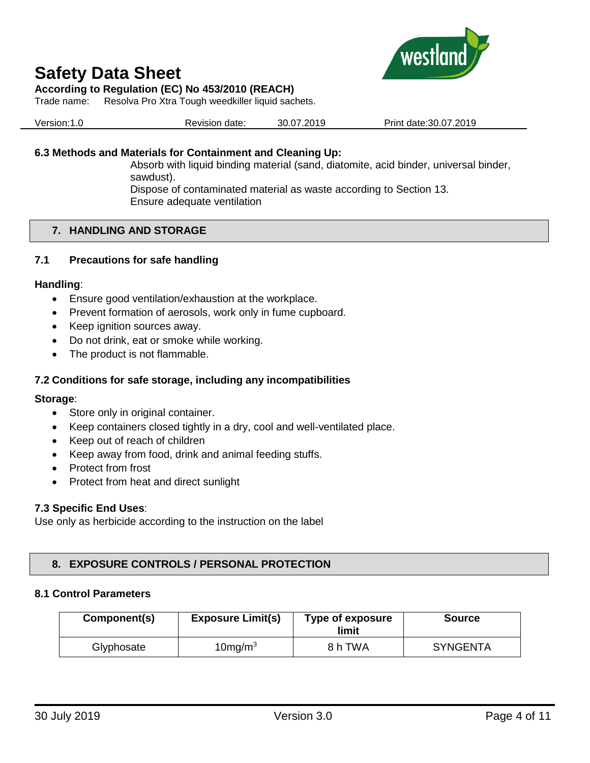### 6.3 Methods and Materials for Containment and Cleaning Up:

Absorb with liquid binding material (sand, diatomite, acid binder, universal binder, sawdust).
Dispose of contaminated material as waste according to Section 13.
Ensure adequate ventilation

## 7. HANDLING AND STORAGE

### 7.1 Precautions for safe handling

**Handling**:

- Ensure good ventilation/exhaustion at the workplace.
- Prevent formation of aerosols, work only in fume cupboard.
- Keep ignition sources away.
- Do not drink, eat or smoke while working.
- The product is not flammable.

### 7.2 Conditions for safe storage, including any incompatibilities

**Storage**:

- Store only in original container.
- Keep containers closed tightly in a dry, cool and well-ventilated place.
- Keep out of reach of children
- Keep away from food, drink and animal feeding stuffs.
- Protect from frost
- Protect from heat and direct sunlight

**7.3 Specific End Uses**:
Use only as herbicide according to the instruction on the label

## 8. EXPOSURE CONTROLS / PERSONAL PROTECTION

### 8.1 Control Parameters

| Component(s) | Exposure Limit(s) | Type of exposure limit | Source |
|---|---|---|---|
| Glyphosate | 10mg/$m^3$ | 8 h TWA | SYNGENTA |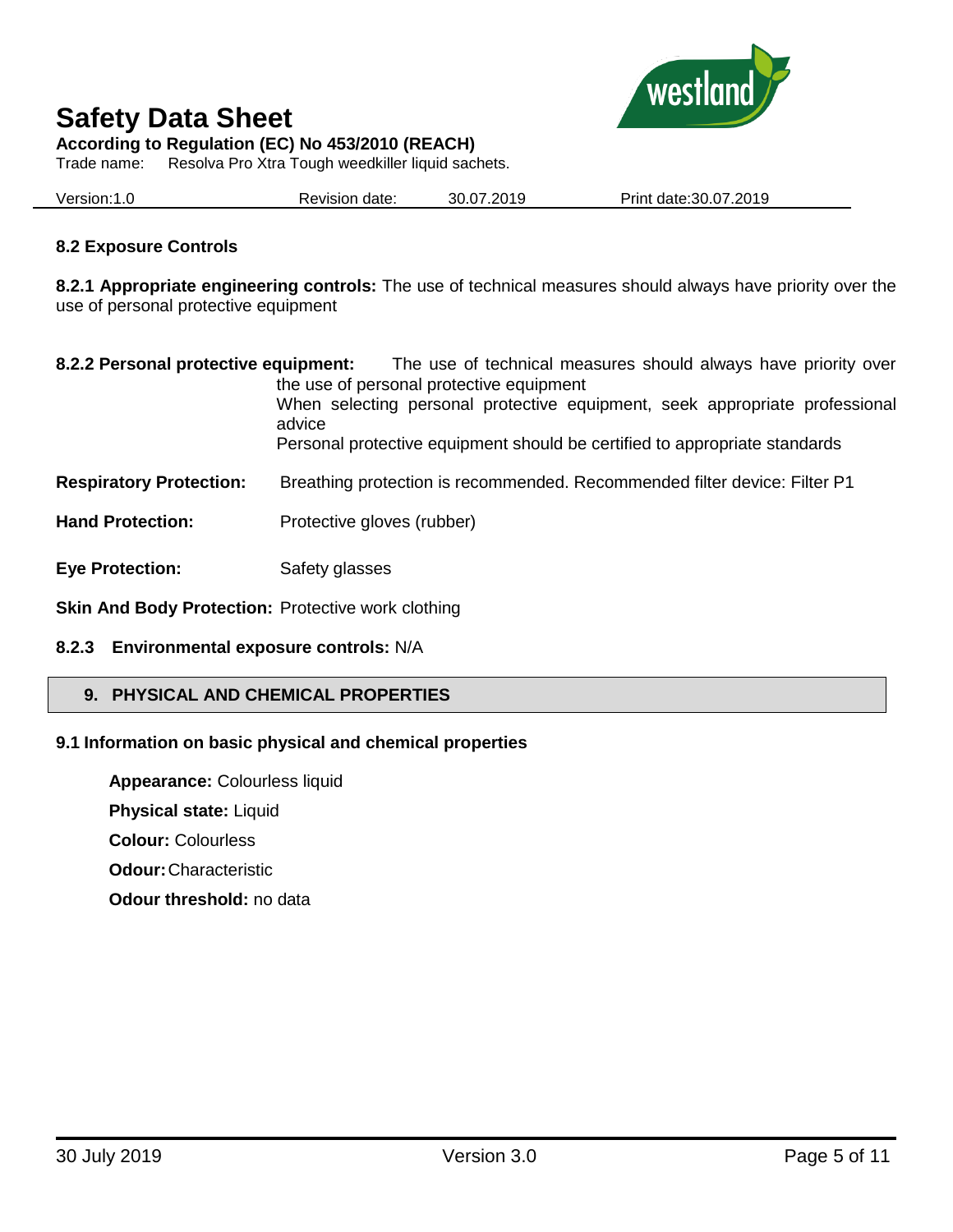### 8.2 Exposure Controls

**8.2.1 Appropriate engineering controls:** The use of technical measures should always have priority over the use of personal protective equipment

**8.2.2 Personal protective equipment:** The use of technical measures should always have priority over the use of personal protective equipment
When selecting personal protective equipment, seek appropriate professional advice
Personal protective equipment should be certified to appropriate standards

**Respiratory Protection:** Breathing protection is recommended. Recommended filter device: Filter P1

**Hand Protection:** Protective gloves (rubber)

**Eye Protection:** Safety glasses

**Skin And Body Protection:** Protective work clothing

**8.2.3 Environmental exposure controls:** N/A

## 9. PHYSICAL AND CHEMICAL PROPERTIES

### 9.1 Information on basic physical and chemical properties

**Appearance:** Colourless liquid

**Physical state:** Liquid

**Colour:** Colourless

**Odour:** Characteristic

**Odour threshold:** no data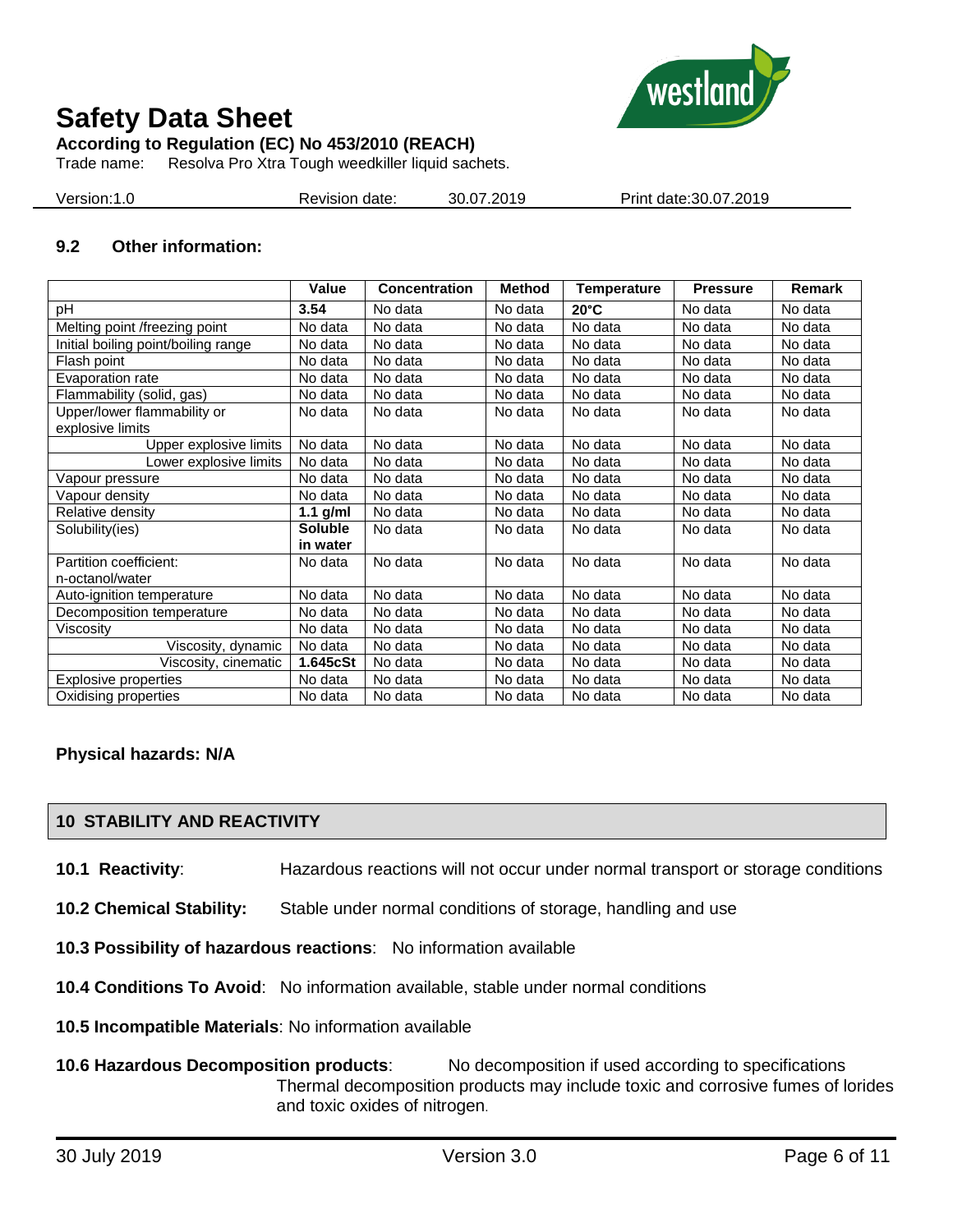### 9.2 Other information:

| | Value | Concentration | Method | Temperature | Pressure | Remark |
|---|---|---|---|---|---|---|
| pH | **3.54** | No data | No data | **20°C** | No data | No data |
| Melting point /freezing point | No data | No data | No data | No data | No data | No data |
| Initial boiling point/boiling range | No data | No data | No data | No data | No data | No data |
| Flash point | No data | No data | No data | No data | No data | No data |
| Evaporation rate | No data | No data | No data | No data | No data | No data |
| Flammability (solid, gas) | No data | No data | No data | No data | No data | No data |
| Upper/lower flammability or explosive limits | No data | No data | No data | No data | No data | No data |
| Upper explosive limits | No data | No data | No data | No data | No data | No data |
| Lower explosive limits | No data | No data | No data | No data | No data | No data |
| Vapour pressure | No data | No data | No data | No data | No data | No data |
| Vapour density | No data | No data | No data | No data | No data | No data |
| Relative density | **1.1 g/ml** | No data | No data | No data | No data | No data |
| Solubility(ies) | **Soluble in water** | No data | No data | No data | No data | No data |
| Partition coefficient: n-octanol/water | No data | No data | No data | No data | No data | No data |
| Auto-ignition temperature | No data | No data | No data | No data | No data | No data |
| Decomposition temperature | No data | No data | No data | No data | No data | No data |
| Viscosity | No data | No data | No data | No data | No data | No data |
| Viscosity, dynamic | No data | No data | No data | No data | No data | No data |
| Viscosity, cinematic | **1.645cSt** | No data | No data | No data | No data | No data |
| Explosive properties | No data | No data | No data | No data | No data | No data |
| Oxidising properties | No data | No data | No data | No data | No data | No data |

**Physical hazards: N/A**

## 10 STABILITY AND REACTIVITY

**10.1 Reactivity**: Hazardous reactions will not occur under normal transport or storage conditions

**10.2 Chemical Stability:** Stable under normal conditions of storage, handling and use

**10.3 Possibility of hazardous reactions**: No information available

**10.4 Conditions To Avoid**: No information available, stable under normal conditions

**10.5 Incompatible Materials**: No information available

**10.6 Hazardous Decomposition products**: No decomposition if used according to specifications
Thermal decomposition products may include toxic and corrosive fumes of lorides and toxic oxides of nitrogen.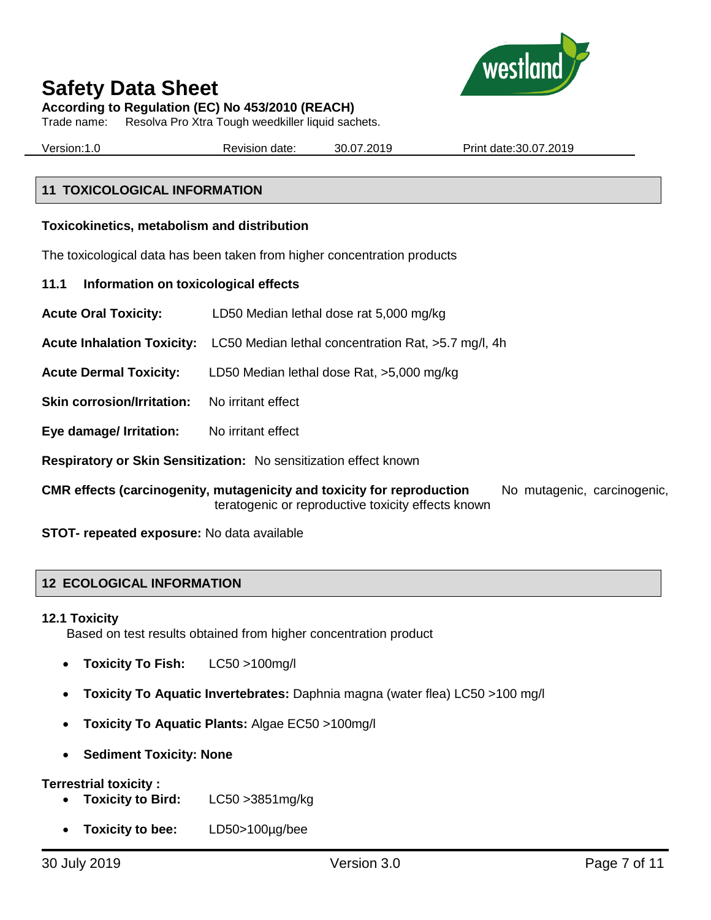## 11 TOXICOLOGICAL INFORMATION

**Toxicokinetics, metabolism and distribution**

The toxicological data has been taken from higher concentration products

### 11.1 Information on toxicological effects

**Acute Oral Toxicity:** LD50 Median lethal dose rat 5,000 mg/kg

**Acute Inhalation Toxicity:** LC50 Median lethal concentration Rat, >5.7 mg/l, 4h

**Acute Dermal Toxicity:** LD50 Median lethal dose Rat, >5,000 mg/kg

**Skin corrosion/Irritation:** No irritant effect

**Eye damage/ Irritation:** No irritant effect

**Respiratory or Skin Sensitization:** No sensitization effect known

**CMR effects (carcinogenity, mutagenicity and toxicity for reproduction** No mutagenic, carcinogenic, teratogenic or reproductive toxicity effects known

**STOT- repeated exposure:** No data available

## 12 ECOLOGICAL INFORMATION

### 12.1 Toxicity

Based on test results obtained from higher concentration product

- **Toxicity To Fish:** LC50 >100mg/l
- **Toxicity To Aquatic Invertebrates:** Daphnia magna (water flea) LC50 >100 mg/l
- **Toxicity To Aquatic Plants:** Algae EC50 >100mg/l
- **Sediment Toxicity: None**

**Terrestrial toxicity :**

- **Toxicity to Bird:** LC50 >3851mg/kg
- **Toxicity to bee:** LD50>100µg/bee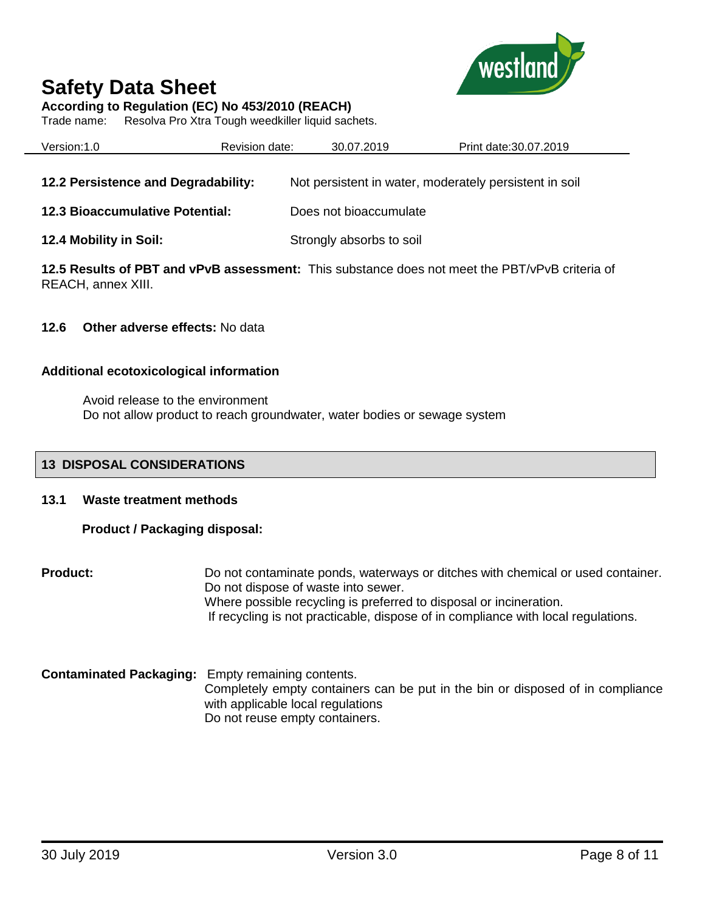**12.2 Persistence and Degradability:** Not persistent in water, moderately persistent in soil

**12.3 Bioaccumulative Potential:** Does not bioaccumulate

**12.4 Mobility in Soil:** Strongly absorbs to soil

**12.5 Results of PBT and vPvB assessment:** This substance does not meet the PBT/vPvB criteria of REACH, annex XIII.

**12.6 Other adverse effects:** No data

**Additional ecotoxicological information**

Avoid release to the environment
Do not allow product to reach groundwater, water bodies or sewage system

## 13 DISPOSAL CONSIDERATIONS

**13.1 Waste treatment methods**

**Product / Packaging disposal:**

**Product:** Do not contaminate ponds, waterways or ditches with chemical or used container.
Do not dispose of waste into sewer.
Where possible recycling is preferred to disposal or incineration.
If recycling is not practicable, dispose of in compliance with local regulations.

**Contaminated Packaging:** Empty remaining contents.
Completely empty containers can be put in the bin or disposed of in compliance with applicable local regulations
Do not reuse empty containers.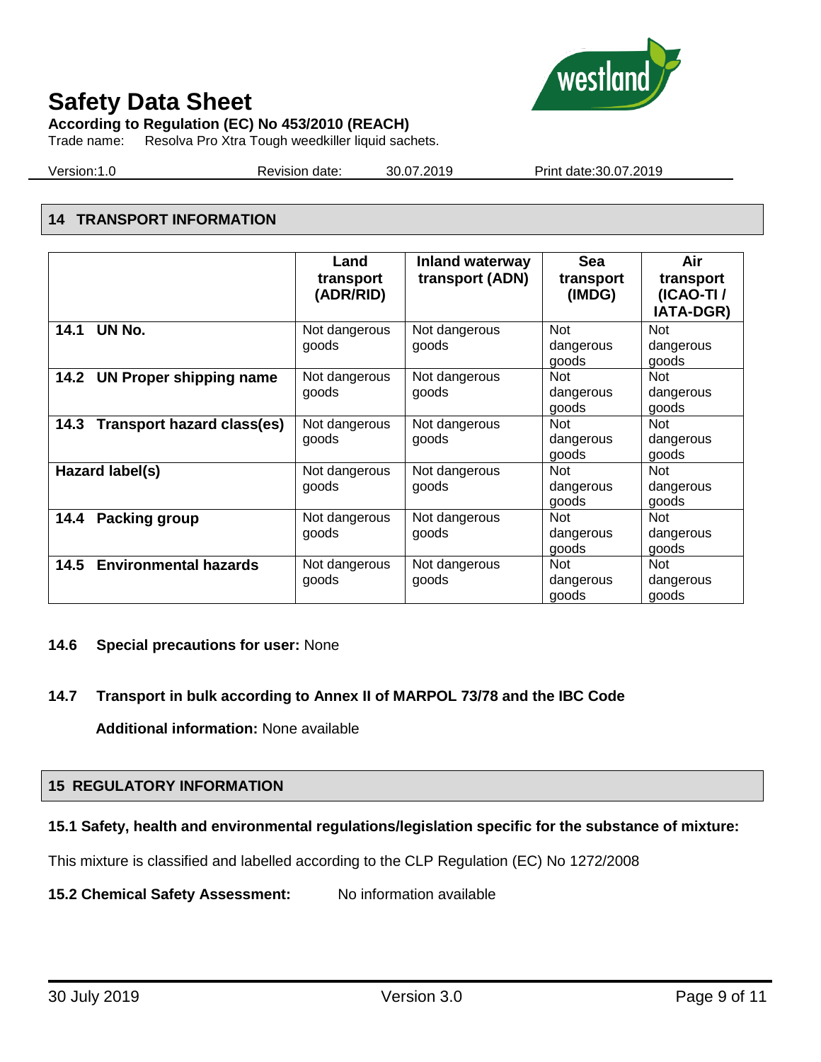## 14 TRANSPORT INFORMATION

| | Land transport (ADR/RID) | Inland waterway transport (ADN) | Sea transport (IMDG) | Air transport (ICAO-TI / IATA-DGR) |
|---|---|---|---|---|
| **14.1 UN No.** | Not dangerous goods | Not dangerous goods | Not dangerous goods | Not dangerous goods |
| **14.2 UN Proper shipping name** | Not dangerous goods | Not dangerous goods | Not dangerous goods | Not dangerous goods |
| **14.3 Transport hazard class(es)** | Not dangerous goods | Not dangerous goods | Not dangerous goods | Not dangerous goods |
| **Hazard label(s)** | Not dangerous goods | Not dangerous goods | Not dangerous goods | Not dangerous goods |
| **14.4 Packing group** | Not dangerous goods | Not dangerous goods | Not dangerous goods | Not dangerous goods |
| **14.5 Environmental hazards** | Not dangerous goods | Not dangerous goods | Not dangerous goods | Not dangerous goods |

**14.6 Special precautions for user:** None

**14.7 Transport in bulk according to Annex II of MARPOL 73/78 and the IBC Code**

**Additional information:** None available

## 15 REGULATORY INFORMATION

**15.1 Safety, health and environmental regulations/legislation specific for the substance of mixture:**

This mixture is classified and labelled according to the CLP Regulation (EC) No 1272/2008

**15.2 Chemical Safety Assessment:** No information available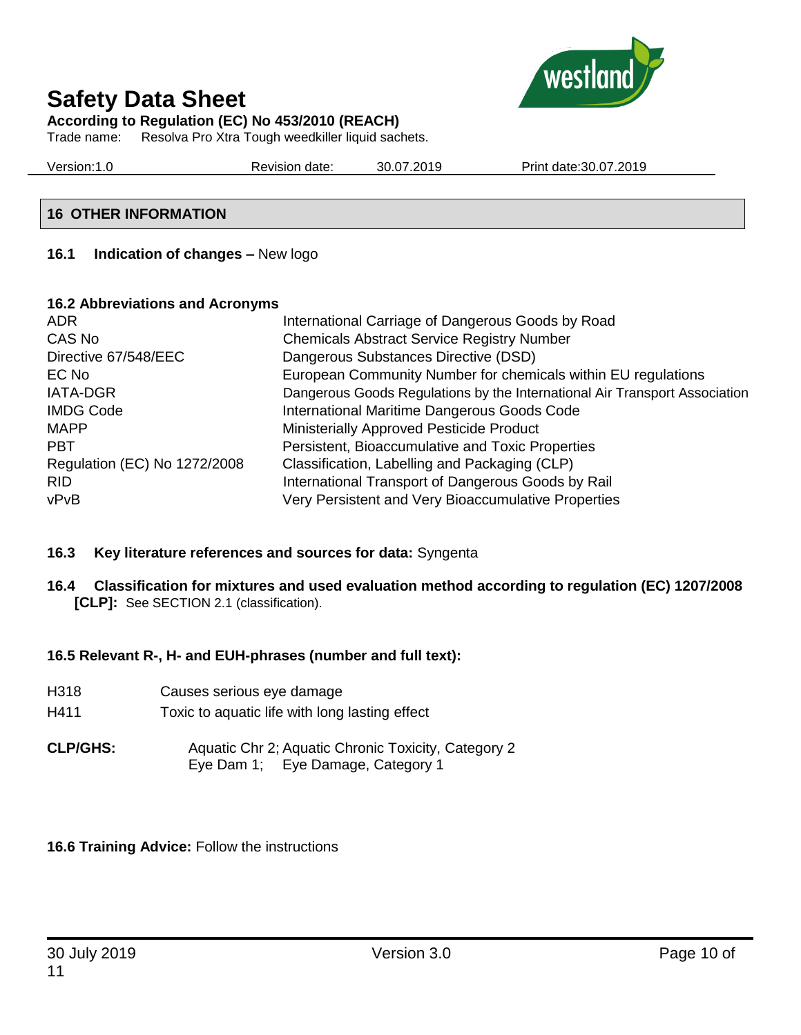## 16 OTHER INFORMATION

**16.1 Indication of changes –** New logo

**16.2 Abbreviations and Acronyms**

| | |
|---|---|
| ADR | International Carriage of Dangerous Goods by Road |
| CAS No | Chemicals Abstract Service Registry Number |
| Directive 67/548/EEC | Dangerous Substances Directive (DSD) |
| EC No | European Community Number for chemicals within EU regulations |
| IATA-DGR | Dangerous Goods Regulations by the International Air Transport Association |
| IMDG Code | International Maritime Dangerous Goods Code |
| MAPP | Ministerially Approved Pesticide Product |
| PBT | Persistent, Bioaccumulative and Toxic Properties |
| Regulation (EC) No 1272/2008 | Classification, Labelling and Packaging (CLP) |
| RID | International Transport of Dangerous Goods by Rail |
| vPvB | Very Persistent and Very Bioaccumulative Properties |

**16.3 Key literature references and sources for data:** Syngenta

**16.4 Classification for mixtures and used evaluation method according to regulation (EC) 1207/2008 [CLP]:** See SECTION 2.1 (classification).

**16.5 Relevant R-, H- and EUH-phrases (number and full text):**

H318 Causes serious eye damage

H411 Toxic to aquatic life with long lasting effect

**CLP/GHS:** Aquatic Chr 2; Aquatic Chronic Toxicity, Category 2
Eye Dam 1; Eye Damage, Category 1

**16.6 Training Advice:** Follow the instructions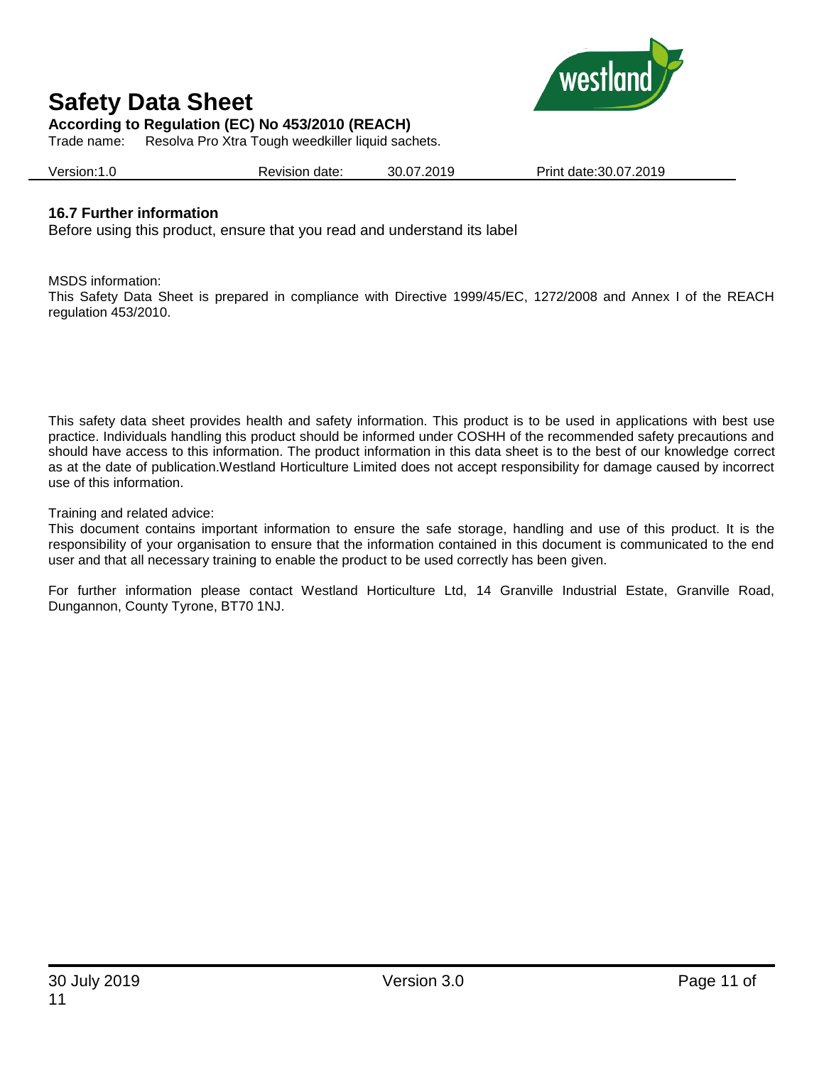### 16.7 Further information

Before using this product, ensure that you read and understand its label

MSDS information:
This Safety Data Sheet is prepared in compliance with Directive 1999/45/EC, 1272/2008 and Annex I of the REACH regulation 453/2010.

This safety data sheet provides health and safety information. This product is to be used in applications with best use practice. Individuals handling this product should be informed under COSHH of the recommended safety precautions and should have access to this information. The product information in this data sheet is to the best of our knowledge correct as at the date of publication.Westland Horticulture Limited does not accept responsibility for damage caused by incorrect use of this information.

Training and related advice:
This document contains important information to ensure the safe storage, handling and use of this product. It is the responsibility of your organisation to ensure that the information contained in this document is communicated to the end user and that all necessary training to enable the product to be used correctly has been given.

For further information please contact Westland Horticulture Ltd, 14 Granville Industrial Estate, Granville Road, Dungannon, County Tyrone, BT70 1NJ.